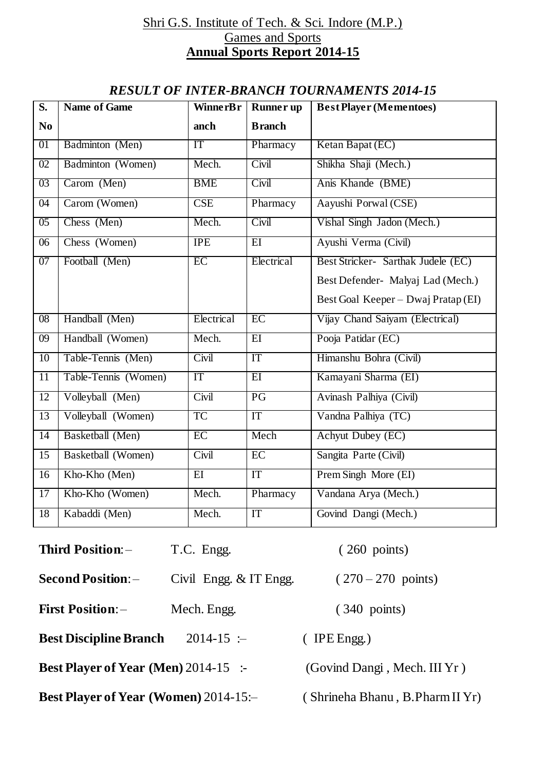Shri G.S. Institute of Tech. & Sci. Indore (M.P.)

Games and Sports

# Annual Sports Report 2014-15

## *RESULT OF INTER-BRANCH TOURNAMENTS 2014-15*

| S. No | Name of Game | Winner Branch | Runner up Branch | Best Player (Mementoes) |
|---|---|---|---|---|
| 01 | Badminton (Men) | IT | Pharmacy | Ketan Bapat (EC) |
| 02 | Badminton (Women) | Mech. | Civil | Shikha Shaji (Mech.) |
| 03 | Carom (Men) | BME | Civil | Anis Khande (BME) |
| 04 | Carom (Women) | CSE | Pharmacy | Aayushi Porwal (CSE) |
| 05 | Chess (Men) | Mech. | Civil | Vishal Singh Jadon (Mech.) |
| 06 | Chess (Women) | IPE | EI | Ayushi Verma (Civil) |
| 07 | Football (Men) | EC | Electrical | Best Stricker- Sarthak Judele (EC)<br>Best Defender- Malyaj Lad (Mech.)<br>Best Goal Keeper – Dwaj Pratap (EI) |
| 08 | Handball (Men) | Electrical | EC | Vijay Chand Saiyam (Electrical) |
| 09 | Handball (Women) | Mech. | EI | Pooja Patidar (EC) |
| 10 | Table-Tennis (Men) | Civil | IT | Himanshu Bohra (Civil) |
| 11 | Table-Tennis (Women) | IT | EI | Kamayani Sharma (EI) |
| 12 | Volleyball (Men) | Civil | PG | Avinash Palhiya (Civil) |
| 13 | Volleyball (Women) | TC | IT | Vandna Palhiya (TC) |
| 14 | Basketball (Men) | EC | Mech | Achyut Dubey (EC) |
| 15 | Basketball (Women) | Civil | EC | Sangita Parte (Civil) |
| 16 | Kho-Kho (Men) | EI | IT | Prem Singh More (EI) |
| 17 | Kho-Kho (Women) | Mech. | Pharmacy | Vandana Arya (Mech.) |
| 18 | Kabaddi (Men) | Mech. | IT | Govind Dangi (Mech.) |

**Third Position**: – T.C. Engg. ( 260 points)

**Second Position**: – Civil Engg. & IT Engg. ( 270 – 270 points)

**First Position**: – Mech. Engg. ( 340 points)

**Best Discipline Branch** 2014-15 :– ( IPE Engg.)

**Best Player of Year (Men)** 2014-15 :- (Govind Dangi , Mech. III Yr )

**Best Player of Year (Women)** 2014-15:– ( Shrineha Bhanu , B.Pharm II Yr)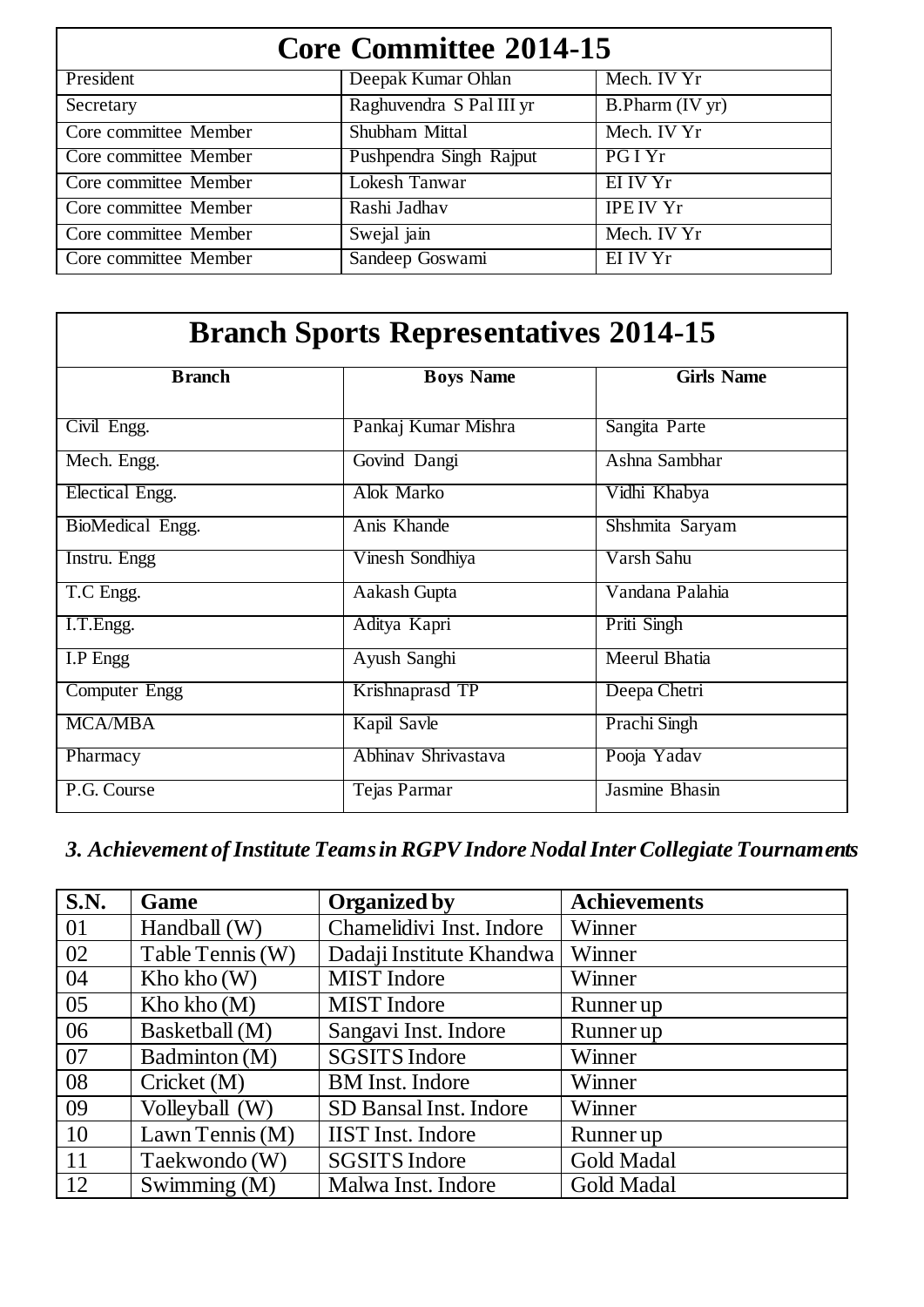## Core Committee 2014-15

| | | |
|---|---|---|
| President | Deepak Kumar Ohlan | Mech. IV Yr |
| Secretary | Raghuvendra S Pal III yr | B.Pharm (IV yr) |
| Core committee Member | Shubham Mittal | Mech. IV Yr |
| Core committee Member | Pushpendra Singh Rajput | PG I Yr |
| Core committee Member | Lokesh Tanwar | EI IV Yr |
| Core committee Member | Rashi Jadhav | IPE IV Yr |
| Core committee Member | Swejal jain | Mech. IV Yr |
| Core committee Member | Sandeep Goswami | EI IV Yr |

## Branch Sports Representatives 2014-15

| Branch | Boys Name | Girls Name |
|---|---|---|
| Civil Engg. | Pankaj Kumar Mishra | Sangita Parte |
| Mech. Engg. | Govind Dangi | Ashna Sambhar |
| Electical Engg. | Alok Marko | Vidhi Khabya |
| BioMedical Engg. | Anis Khande | Shshmita Saryam |
| Instru. Engg | Vinesh Sondhiya | Varsh Sahu |
| T.C Engg. | Aakash Gupta | Vandana Palahia |
| I.T.Engg. | Aditya Kapri | Priti Singh |
| I.P Engg | Ayush Sanghi | Meerul Bhatia |
| Computer Engg | Krishnaprasd TP | Deepa Chetri |
| MCA/MBA | Kapil Savle | Prachi Singh |
| Pharmacy | Abhinav Shrivastava | Pooja Yadav |
| P.G. Course | Tejas Parmar | Jasmine Bhasin |

### *3. Achievement of Institute Teams in RGPV Indore Nodal Inter Collegiate Tournaments*

| S.N. | Game | Organized by | Achievements |
|---|---|---|---|
| 01 | Handball (W) | Chamelidivi Inst. Indore | Winner |
| 02 | Table Tennis (W) | Dadaji Institute Khandwa | Winner |
| 04 | Kho kho (W) | MIST Indore | Winner |
| 05 | Kho kho (M) | MIST Indore | Runner up |
| 06 | Basketball (M) | Sangavi Inst. Indore | Runner up |
| 07 | Badminton (M) | SGSITS Indore | Winner |
| 08 | Cricket (M) | BM Inst. Indore | Winner |
| 09 | Volleyball (W) | SD Bansal Inst. Indore | Winner |
| 10 | Lawn Tennis (M) | IIST Inst. Indore | Runner up |
| 11 | Taekwondo (W) | SGSITS Indore | Gold Madal |
| 12 | Swimming (M) | Malwa Inst. Indore | Gold Madal |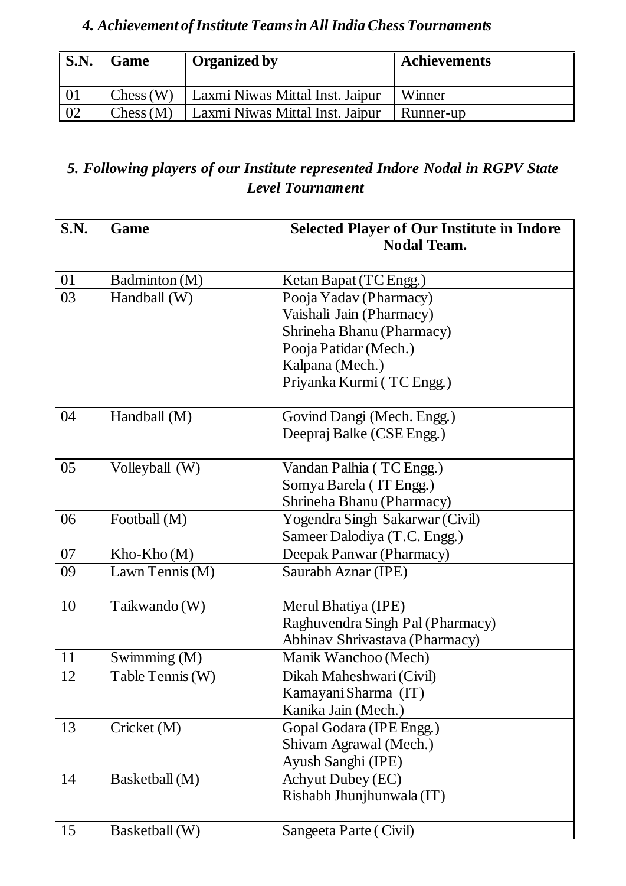### *4. Achievement of Institute Teams in All India Chess Tournaments*

| S.N. | Game | Organized by | Achievements |
|---|---|---|---|
| 01 | Chess (W) | Laxmi Niwas Mittal Inst. Jaipur | Winner |
| 02 | Chess (M) | Laxmi Niwas Mittal Inst. Jaipur | Runner-up |

### *5. Following players of our Institute represented Indore Nodal in RGPV State Level Tournament*

| S.N. | Game | Selected Player of Our Institute in Indore Nodal Team. |
|---|---|---|
| 01 | Badminton (M) | Ketan Bapat (TC Engg.) |
| 03 | Handball (W) | Pooja Yadav (Pharmacy)<br>Vaishali Jain (Pharmacy)<br>Shrineha Bhanu (Pharmacy)<br>Pooja Patidar (Mech.)<br>Kalpana (Mech.)<br>Priyanka Kurmi ( TC Engg.) |
| 04 | Handball (M) | Govind Dangi (Mech. Engg.)<br>Deepraj Balke (CSE Engg.) |
| 05 | Volleyball (W) | Vandan Palhia ( TC Engg.)<br>Somya Barela ( IT Engg.)<br>Shrineha Bhanu (Pharmacy) |
| 06 | Football (M) | Yogendra Singh Sakarwar (Civil)<br>Sameer Dalodiya (T.C. Engg.) |
| 07 | Kho-Kho (M) | Deepak Panwar (Pharmacy) |
| 09 | Lawn Tennis (M) | Saurabh Aznar (IPE) |
| 10 | Taikwando (W) | Merul Bhatiya (IPE)<br>Raghuvendra Singh Pal (Pharmacy)<br>Abhinav Shrivastava (Pharmacy) |
| 11 | Swimming (M) | Manik Wanchoo (Mech) |
| 12 | Table Tennis (W) | Dikah Maheshwari (Civil)<br>Kamayani Sharma (IT)<br>Kanika Jain (Mech.) |
| 13 | Cricket (M) | Gopal Godara (IPE Engg.)<br>Shivam Agrawal (Mech.)<br>Ayush Sanghi (IPE) |
| 14 | Basketball (M) | Achyut Dubey (EC)<br>Rishabh Jhunjhunwala (IT) |
| 15 | Basketball (W) | Sangeeta Parte ( Civil) |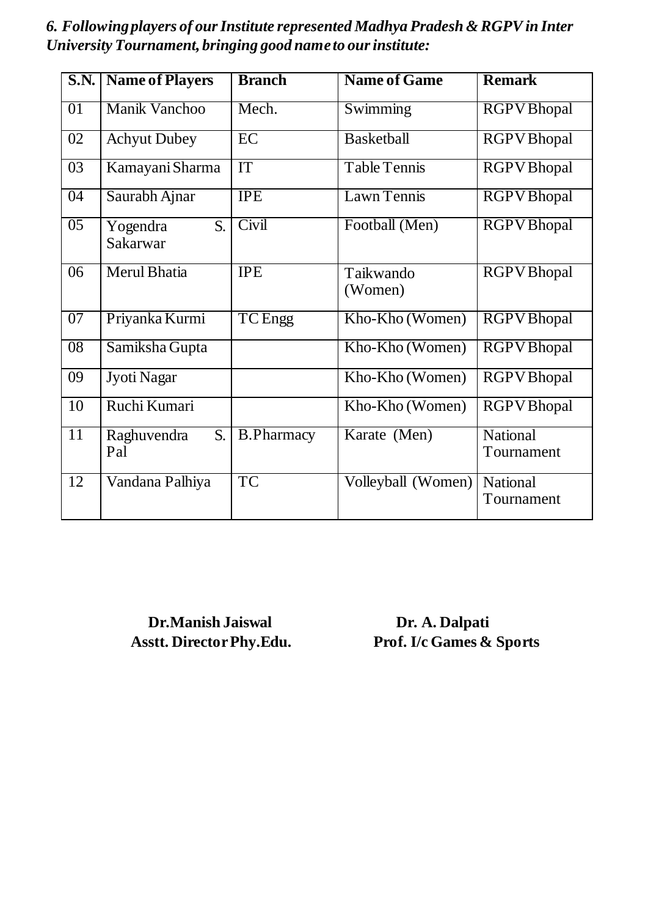***6. Following players of our Institute represented Madhya Pradesh & RGPV in Inter University Tournament, bringing good name to our institute:***

| S.N. | Name of Players | Branch | Name of Game | Remark |
|---|---|---|---|---|
| 01 | Manik Vanchoo | Mech. | Swimming | RGPV Bhopal |
| 02 | Achyut Dubey | EC | Basketball | RGPV Bhopal |
| 03 | Kamayani Sharma | IT | Table Tennis | RGPV Bhopal |
| 04 | Saurabh Ajnar | IPE | Lawn Tennis | RGPV Bhopal |
| 05 | Yogendra S. Sakarwar | Civil | Football (Men) | RGPV Bhopal |
| 06 | Merul Bhatia | IPE | Taikwando (Women) | RGPV Bhopal |
| 07 | Priyanka Kurmi | TC Engg | Kho-Kho (Women) | RGPV Bhopal |
| 08 | Samiksha Gupta | | Kho-Kho (Women) | RGPV Bhopal |
| 09 | Jyoti Nagar | | Kho-Kho (Women) | RGPV Bhopal |
| 10 | Ruchi Kumari | | Kho-Kho (Women) | RGPV Bhopal |
| 11 | Raghuvendra S. Pal | B.Pharmacy | Karate (Men) | National Tournament |
| 12 | Vandana Palhiya | TC | Volleyball (Women) | National Tournament |

**Dr.Manish Jaiswal**
**Asstt. Director Phy.Edu.**

**Dr. A. Dalpati**
**Prof. I/c Games & Sports**